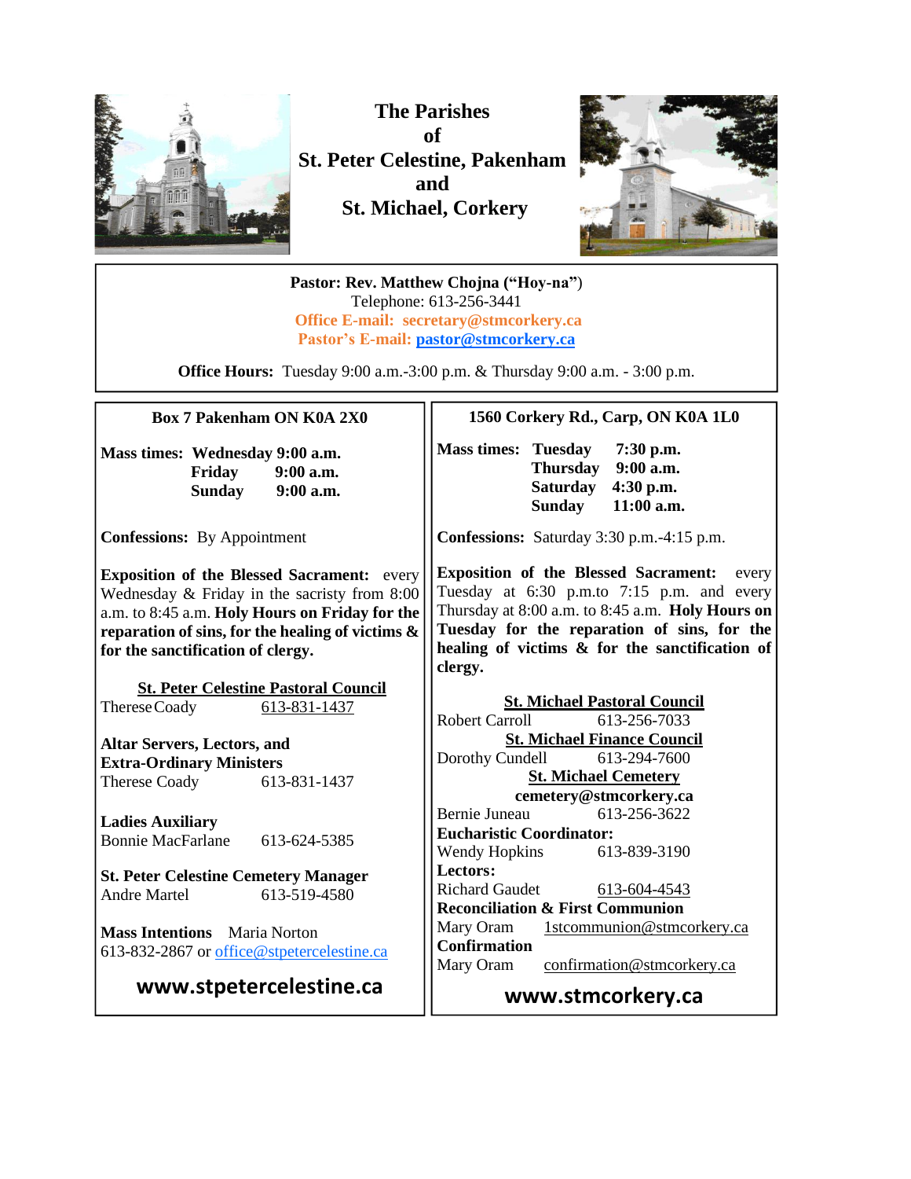# The Parishes of St. Peter Celestine, Pakenham and St. Michael, Corkery

**Pastor: Rev. Matthew Chojna ("Hoy-na")**
Telephone: 613-256-3441
**Office E-mail: secretary@stmcorkery.ca**
**Pastor's E-mail: pastor@stmcorkery.ca**

**Office Hours:** Tuesday 9:00 a.m.-3:00 p.m. & Thursday 9:00 a.m. - 3:00 p.m.

## Box 7 Pakenham ON K0A 2X0

**Mass times:**
- **Wednesday 9:00 a.m.**
- **Friday 9:00 a.m.**
- **Sunday 9:00 a.m.**

**Confessions:** By Appointment

**Exposition of the Blessed Sacrament:** every Wednesday & Friday in the sacristy from 8:00 a.m. to 8:45 a.m. **Holy Hours on Friday for the reparation of sins, for the healing of victims & for the sanctification of clergy.**

**St. Peter Celestine Pastoral Council**
Therese Coady 613-831-1437

**Altar Servers, Lectors, and Extra-Ordinary Ministers**
Therese Coady 613-831-1437

**Ladies Auxiliary**
Bonnie MacFarlane 613-624-5385

**St. Peter Celestine Cemetery Manager**
Andre Martel 613-519-4580

**Mass Intentions** Maria Norton
613-832-2867 or office@stpetercelestine.ca

**www.stpetercelestine.ca**

## 1560 Corkery Rd., Carp, ON K0A 1L0

**Mass times:**
- **Tuesday 7:30 p.m.**
- **Thursday 9:00 a.m.**
- **Saturday 4:30 p.m.**
- **Sunday 11:00 a.m.**

**Confessions:** Saturday 3:30 p.m.-4:15 p.m.

**Exposition of the Blessed Sacrament:** every Tuesday at 6:30 p.m.to 7:15 p.m. and every Thursday at 8:00 a.m. to 8:45 a.m. **Holy Hours on Tuesday for the reparation of sins, for the healing of victims & for the sanctification of clergy.**

**St. Michael Pastoral Council**
Robert Carroll 613-256-7033

**St. Michael Finance Council**
Dorothy Cundell 613-294-7600

**St. Michael Cemetery**
**cemetery@stmcorkery.ca**
Bernie Juneau 613-256-3622

**Eucharistic Coordinator:**
Wendy Hopkins 613-839-3190

**Lectors:**
Richard Gaudet 613-604-4543

**Reconciliation & First Communion**
Mary Oram 1stcommunion@stmcorkery.ca

**Confirmation**
Mary Oram confirmation@stmcorkery.ca

**www.stmcorkery.ca**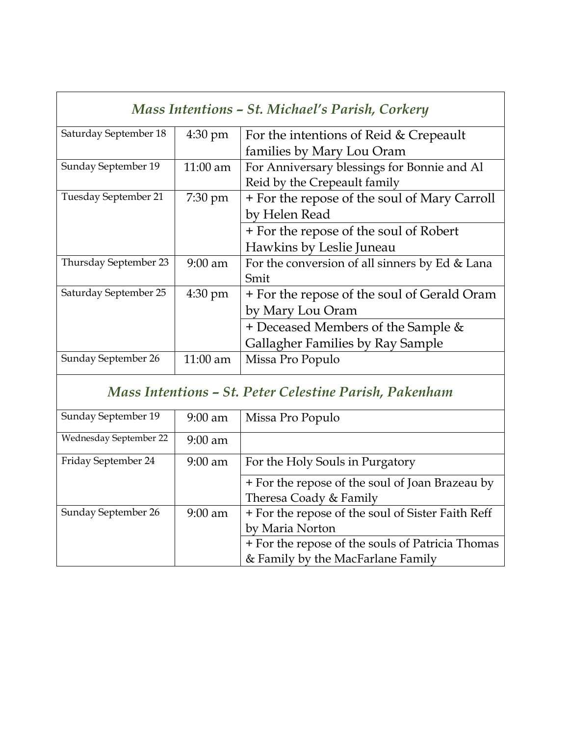## *Mass Intentions – St. Michael's Parish, Corkery*

| Day | Time | Intention |
|---|---|---|
| Saturday September 18 | 4:30 pm | For the intentions of Reid & Crepeault families by Mary Lou Oram |
| Sunday September 19 | 11:00 am | For Anniversary blessings for Bonnie and Al Reid by the Crepeault family |
| Tuesday September 21 | 7:30 pm | + For the repose of the soul of Mary Carroll by Helen Read |
| | | + For the repose of the soul of Robert Hawkins by Leslie Juneau |
| Thursday September 23 | 9:00 am | For the conversion of all sinners by Ed & Lana Smit |
| Saturday September 25 | 4:30 pm | + For the repose of the soul of Gerald Oram by Mary Lou Oram |
| | | + Deceased Members of the Sample & Gallagher Families by Ray Sample |
| Sunday September 26 | 11:00 am | Missa Pro Populo |

## *Mass Intentions – St. Peter Celestine Parish, Pakenham*

| Day | Time | Intention |
|---|---|---|
| Sunday September 19 | 9:00 am | Missa Pro Populo |
| Wednesday September 22 | 9:00 am | |
| Friday September 24 | 9:00 am | For the Holy Souls in Purgatory |
| | | + For the repose of the soul of Joan Brazeau by Theresa Coady & Family |
| Sunday September 26 | 9:00 am | + For the repose of the soul of Sister Faith Reff by Maria Norton |
| | | + For the repose of the souls of Patricia Thomas & Family by the MacFarlane Family |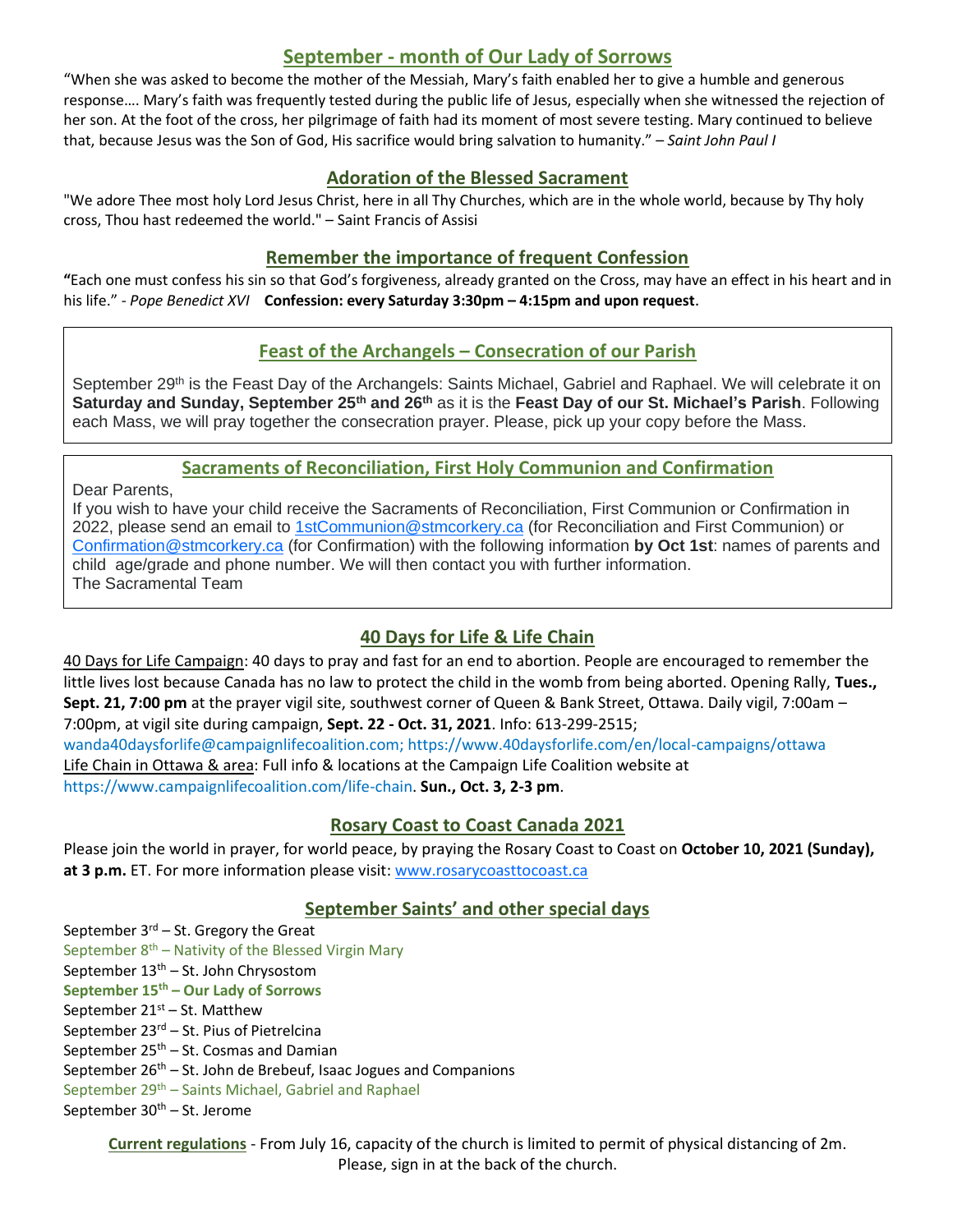## September - month of Our Lady of Sorrows

"When she was asked to become the mother of the Messiah, Mary's faith enabled her to give a humble and generous response…. Mary's faith was frequently tested during the public life of Jesus, especially when she witnessed the rejection of her son. At the foot of the cross, her pilgrimage of faith had its moment of most severe testing. Mary continued to believe that, because Jesus was the Son of God, His sacrifice would bring salvation to humanity." – *Saint John Paul I*

## Adoration of the Blessed Sacrament

"We adore Thee most holy Lord Jesus Christ, here in all Thy Churches, which are in the whole world, because by Thy holy cross, Thou hast redeemed the world." – Saint Francis of Assisi

## Remember the importance of frequent Confession

**"**Each one must confess his sin so that God's forgiveness, already granted on the Cross, may have an effect in his heart and in his life." - *Pope Benedict XVI* **Confession: every Saturday 3:30pm – 4:15pm and upon request**.

## Feast of the Archangels – Consecration of our Parish

September 29th is the Feast Day of the Archangels: Saints Michael, Gabriel and Raphael. We will celebrate it on **Saturday and Sunday, September 25th and 26th** as it is the **Feast Day of our St. Michael's Parish**. Following each Mass, we will pray together the consecration prayer. Please, pick up your copy before the Mass.

## Sacraments of Reconciliation, First Holy Communion and Confirmation

Dear Parents,
If you wish to have your child receive the Sacraments of Reconciliation, First Communion or Confirmation in 2022, please send an email to 1stCommunion@stmcorkery.ca (for Reconciliation and First Communion) or Confirmation@stmcorkery.ca (for Confirmation) with the following information **by Oct 1st**: names of parents and child age/grade and phone number. We will then contact you with further information.
The Sacramental Team

## 40 Days for Life & Life Chain

40 Days for Life Campaign: 40 days to pray and fast for an end to abortion. People are encouraged to remember the little lives lost because Canada has no law to protect the child in the womb from being aborted. Opening Rally, **Tues., Sept. 21, 7:00 pm** at the prayer vigil site, southwest corner of Queen & Bank Street, Ottawa. Daily vigil, 7:00am – 7:00pm, at vigil site during campaign, **Sept. 22 - Oct. 31, 2021**. Info: 613-299-2515; wanda40daysforlife@campaignlifecoalition.com; https://www.40daysforlife.com/en/local-campaigns/ottawa
Life Chain in Ottawa & area: Full info & locations at the Campaign Life Coalition website at https://www.campaignlifecoalition.com/life-chain. **Sun., Oct. 3, 2-3 pm**.

## Rosary Coast to Coast Canada 2021

Please join the world in prayer, for world peace, by praying the Rosary Coast to Coast on **October 10, 2021 (Sunday), at 3 p.m.** ET. For more information please visit: www.rosarycoasttocoast.ca

## September Saints' and other special days

September 3rd – St. Gregory the Great
September 8th – Nativity of the Blessed Virgin Mary
September 13th – St. John Chrysostom
**September 15th – Our Lady of Sorrows**
September 21st – St. Matthew
September 23rd – St. Pius of Pietrelcina
September 25th – St. Cosmas and Damian
September 26th – St. John de Brebeuf, Isaac Jogues and Companions
September 29th – Saints Michael, Gabriel and Raphael
September 30th – St. Jerome

**Current regulations** - From July 16, capacity of the church is limited to permit of physical distancing of 2m. Please, sign in at the back of the church.